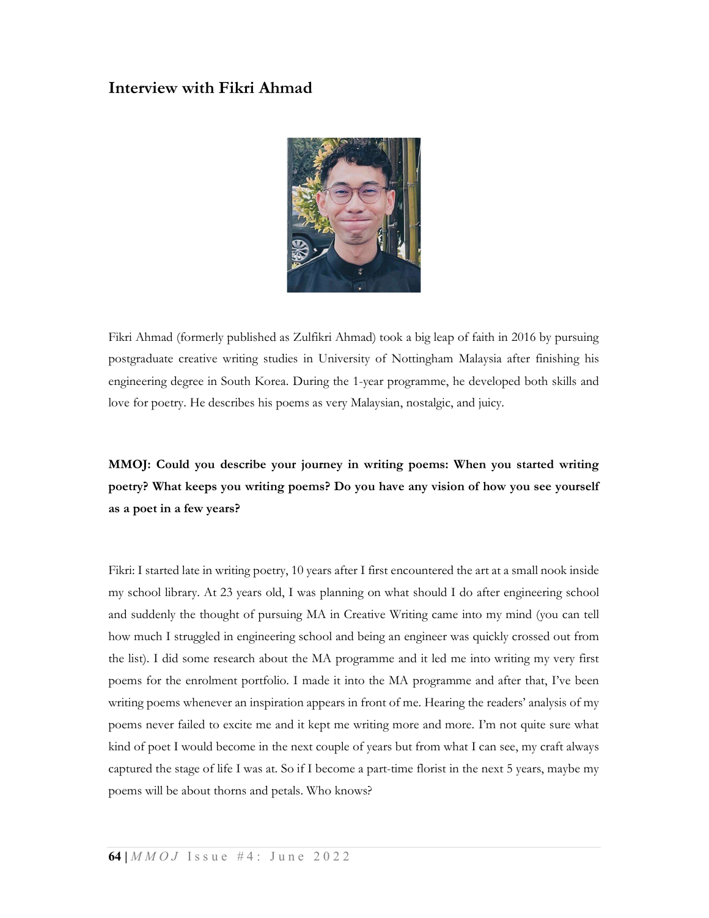# Interview with Fikri Ahmad

Fikri Ahmad (formerly published as Zulfikri Ahmad) took a big leap of faith in 2016 by pursuing postgraduate creative writing studies in University of Nottingham Malaysia after finishing his engineering degree in South Korea. During the 1-year programme, he developed both skills and love for poetry. He describes his poems as very Malaysian, nostalgic, and juicy.

**MMOJ: Could you describe your journey in writing poems: When you started writing poetry? What keeps you writing poems? Do you have any vision of how you see yourself as a poet in a few years?**

Fikri: I started late in writing poetry, 10 years after I first encountered the art at a small nook inside my school library. At 23 years old, I was planning on what should I do after engineering school and suddenly the thought of pursuing MA in Creative Writing came into my mind (you can tell how much I struggled in engineering school and being an engineer was quickly crossed out from the list). I did some research about the MA programme and it led me into writing my very first poems for the enrolment portfolio. I made it into the MA programme and after that, I've been writing poems whenever an inspiration appears in front of me. Hearing the readers' analysis of my poems never failed to excite me and it kept me writing more and more. I'm not quite sure what kind of poet I would become in the next couple of years but from what I can see, my craft always captured the stage of life I was at. So if I become a part-time florist in the next 5 years, maybe my poems will be about thorns and petals. Who knows?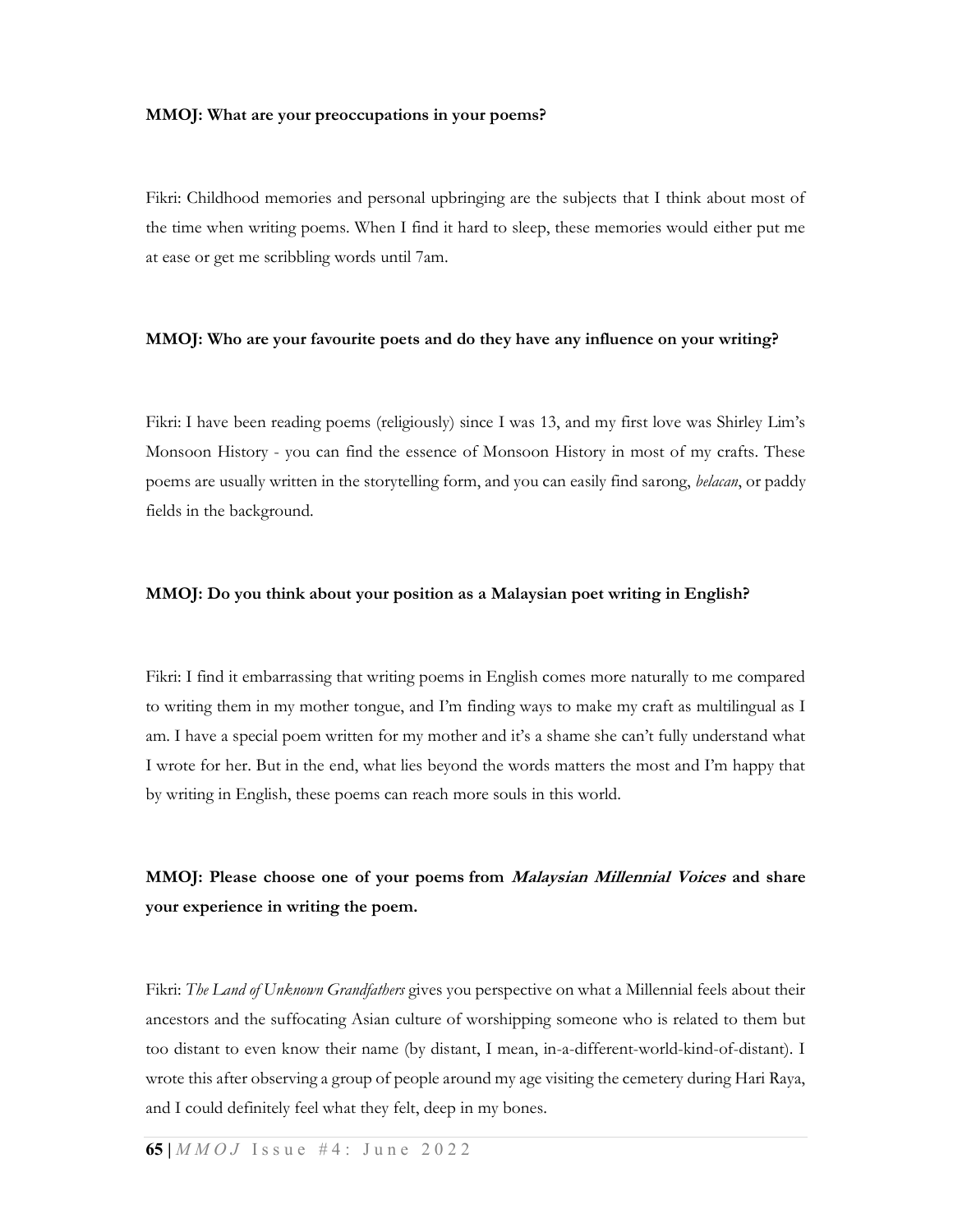**MMOJ: What are your preoccupations in your poems?**

Fikri: Childhood memories and personal upbringing are the subjects that I think about most of the time when writing poems. When I find it hard to sleep, these memories would either put me at ease or get me scribbling words until 7am.

**MMOJ: Who are your favourite poets and do they have any influence on your writing?**

Fikri: I have been reading poems (religiously) since I was 13, and my first love was Shirley Lim's Monsoon History - you can find the essence of Monsoon History in most of my crafts. These poems are usually written in the storytelling form, and you can easily find sarong, *belacan*, or paddy fields in the background.

**MMOJ: Do you think about your position as a Malaysian poet writing in English?**

Fikri: I find it embarrassing that writing poems in English comes more naturally to me compared to writing them in my mother tongue, and I'm finding ways to make my craft as multilingual as I am. I have a special poem written for my mother and it's a shame she can't fully understand what I wrote for her. But in the end, what lies beyond the words matters the most and I'm happy that by writing in English, these poems can reach more souls in this world.

**MMOJ: Please choose one of your poems from *Malaysian Millennial Voices* and share your experience in writing the poem.**

Fikri: *The Land of Unknown Grandfathers* gives you perspective on what a Millennial feels about their ancestors and the suffocating Asian culture of worshipping someone who is related to them but too distant to even know their name (by distant, I mean, in-a-different-world-kind-of-distant). I wrote this after observing a group of people around my age visiting the cemetery during Hari Raya, and I could definitely feel what they felt, deep in my bones.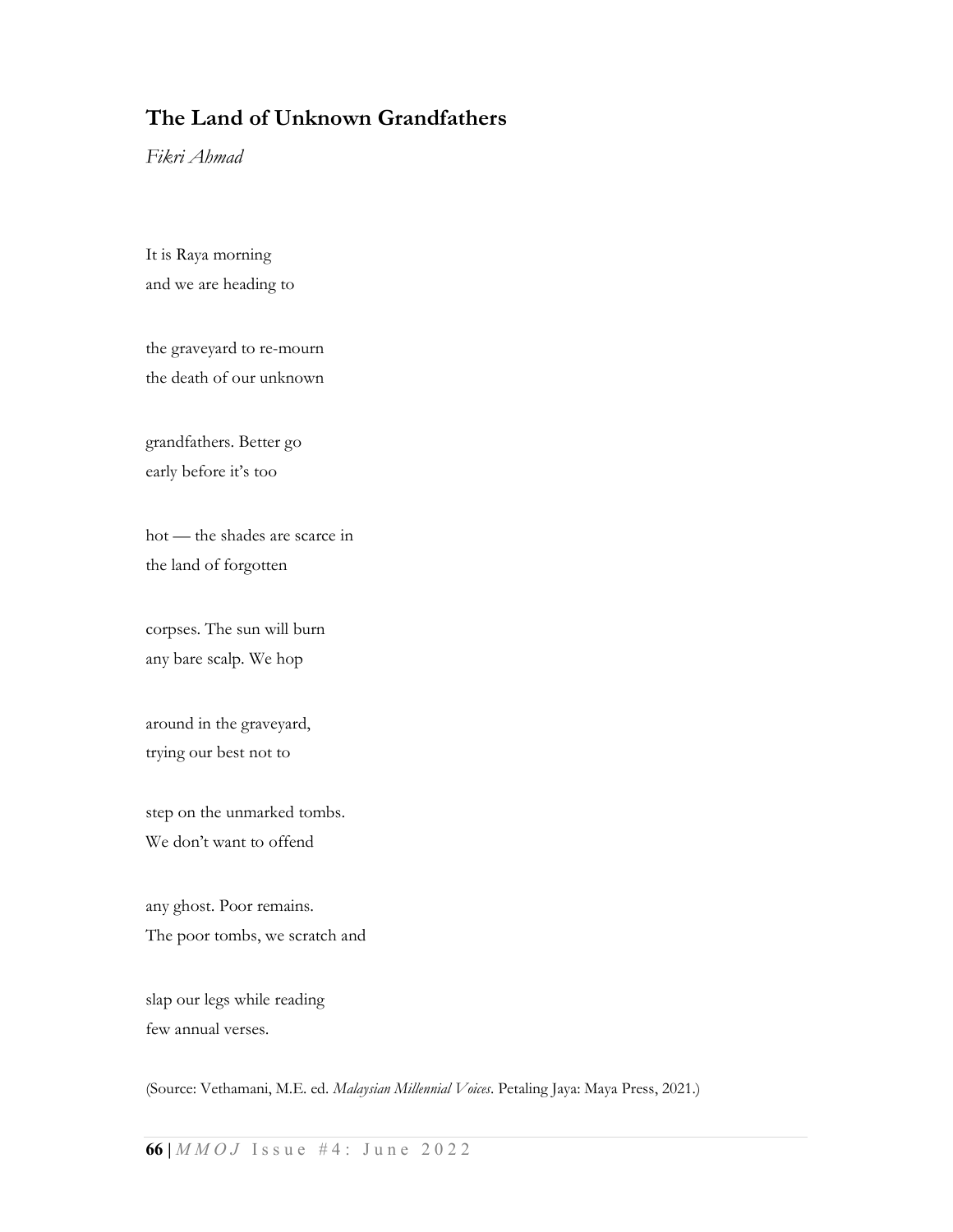## The Land of Unknown Grandfathers

*Fikri Ahmad*

It is Raya morning
and we are heading to

the graveyard to re-mourn
the death of our unknown

grandfathers. Better go
early before it's too

hot — the shades are scarce in
the land of forgotten

corpses. The sun will burn
any bare scalp. We hop

around in the graveyard,
trying our best not to

step on the unmarked tombs.
We don't want to offend

any ghost. Poor remains.
The poor tombs, we scratch and

slap our legs while reading
few annual verses.

(Source: Vethamani, M.E. ed. *Malaysian Millennial Voices*. Petaling Jaya: Maya Press, 2021.)